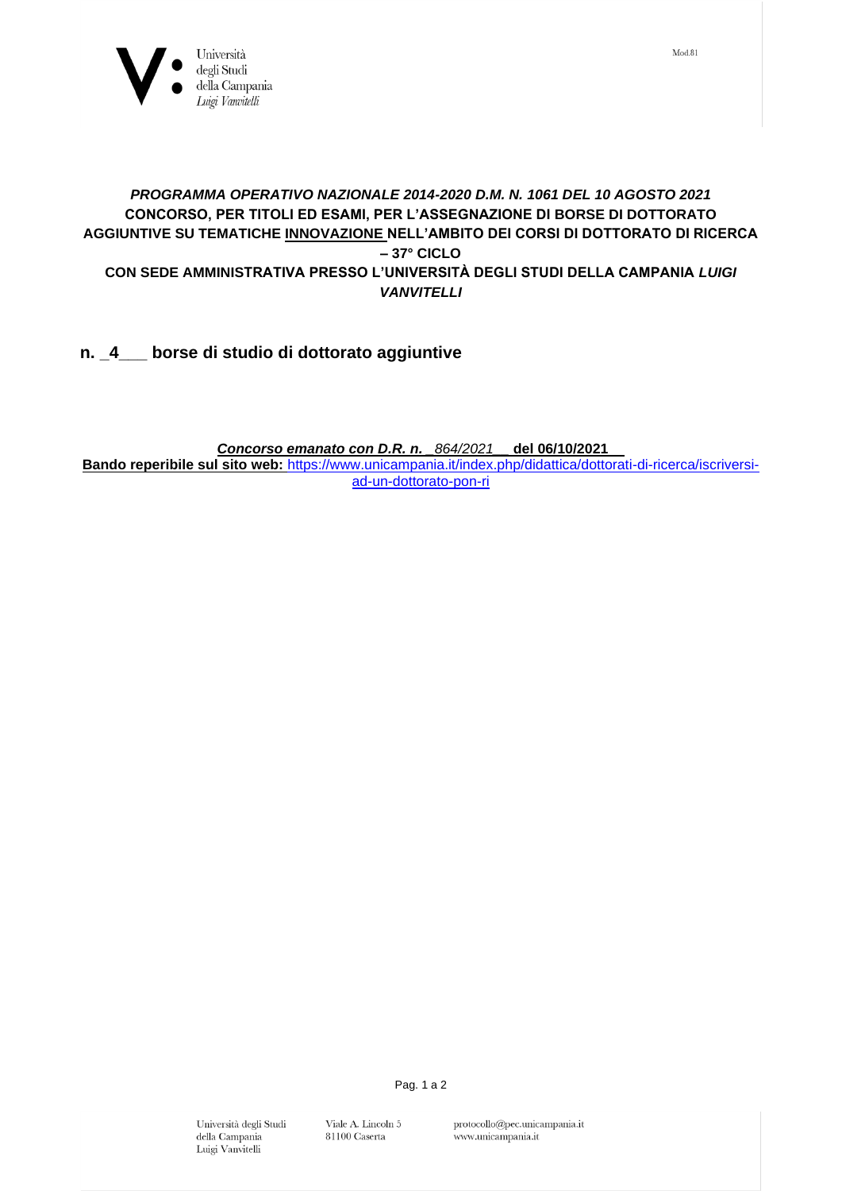Università degli Studi della Campania *Luigi Vanvitelli*

Mod.81

***PROGRAMMA OPERATIVO NAZIONALE 2014-2020 D.M. N. 1061 DEL 10 AGOSTO 2021***
**CONCORSO, PER TITOLI ED ESAMI, PER L'ASSEGNAZIONE DI BORSE DI DOTTORATO AGGIUNTIVE SU TEMATICHE INNOVAZIONE NELL'AMBITO DEI CORSI DI DOTTORATO DI RICERCA – 37° CICLO**
**CON SEDE AMMINISTRATIVA PRESSO L'UNIVERSITÀ DEGLI STUDI DELLA CAMPANIA *LUIGI VANVITELLI***

## n. _4___ borse di studio di dottorato aggiuntive

***Concorso emanato con D.R. n.*** _*864/2021*__ **del 06/10/2021**__

**Bando reperibile sul sito web:** https://www.unicampania.it/index.php/didattica/dottorati-di-ricerca/iscriversi-ad-un-dottorato-pon-ri

Università degli Studi della Campania Luigi Vanvitelli
Viale A. Lincoln 5
81100 Caserta
protocollo@pec.unicampania.it
www.unicampania.it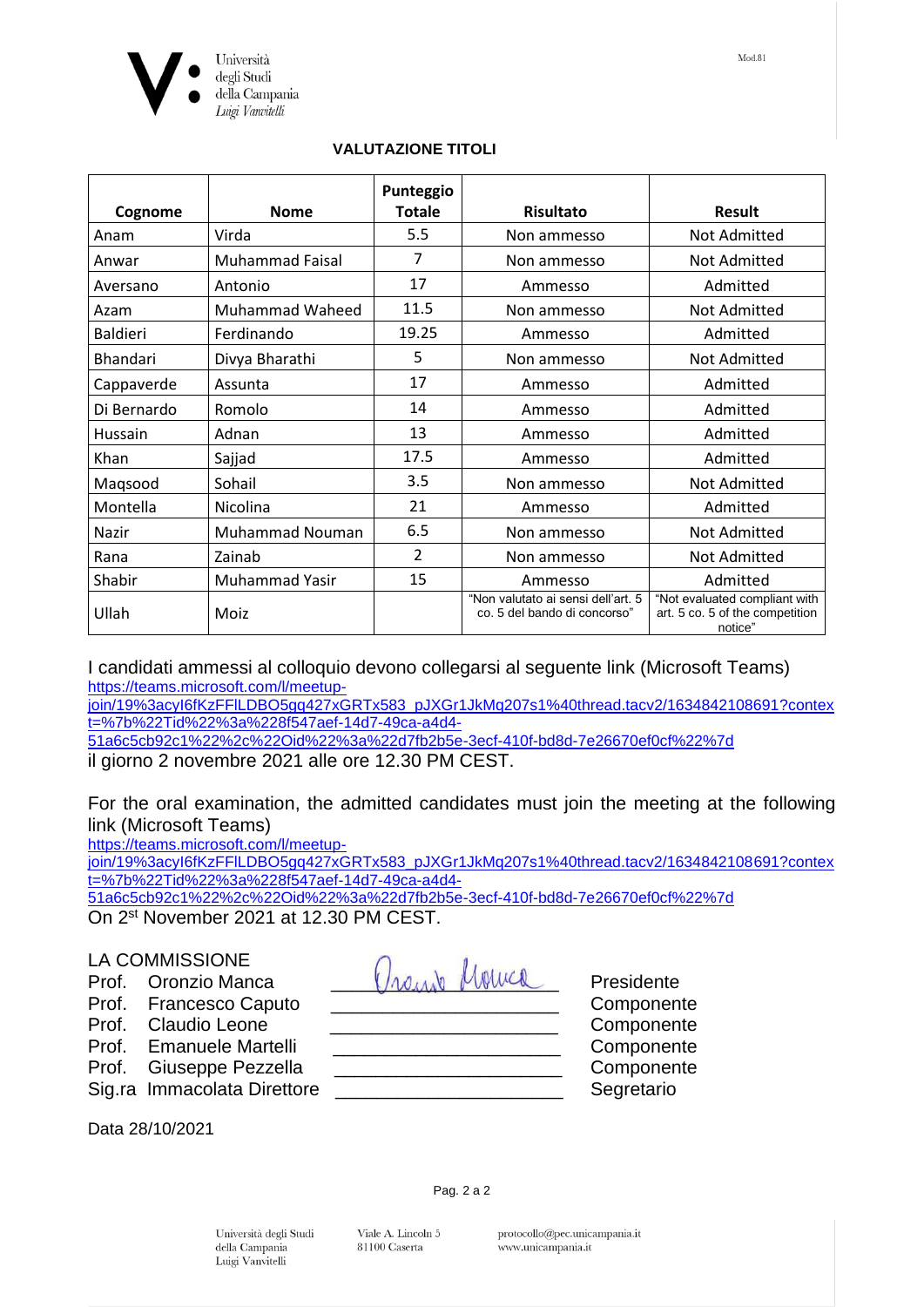## VALUTAZIONE TITOLI

| Cognome | Nome | Punteggio Totale | Risultato | Result |
|---|---|---|---|---|
| Anam | Virda | 5.5 | Non ammesso | Not Admitted |
| Anwar | Muhammad Faisal | 7 | Non ammesso | Not Admitted |
| Aversano | Antonio | 17 | Ammesso | Admitted |
| Azam | Muhammad Waheed | 11.5 | Non ammesso | Not Admitted |
| Baldieri | Ferdinando | 19.25 | Ammesso | Admitted |
| Bhandari | Divya Bharathi | 5 | Non ammesso | Not Admitted |
| Cappaverde | Assunta | 17 | Ammesso | Admitted |
| Di Bernardo | Romolo | 14 | Ammesso | Admitted |
| Hussain | Adnan | 13 | Ammesso | Admitted |
| Khan | Sajjad | 17.5 | Ammesso | Admitted |
| Maqsood | Sohail | 3.5 | Non ammesso | Not Admitted |
| Montella | Nicolina | 21 | Ammesso | Admitted |
| Nazir | Muhammad Nouman | 6.5 | Non ammesso | Not Admitted |
| Rana | Zainab | 2 | Non ammesso | Not Admitted |
| Shabir | Muhammad Yasir | 15 | Ammesso | Admitted |
| Ullah | Moiz | | "Non valutato ai sensi dell'art. 5 co. 5 del bando di concorso" | "Not evaluated compliant with art. 5 co. 5 of the competition notice" |

I candidati ammessi al colloquio devono collegarsi al seguente link (Microsoft Teams)
https://teams.microsoft.com/l/meetup-join/19%3acyl6fKzFFlLDBO5gq427xGRTx583_pJXGr1JkMq207s1%40thread.tacv2/1634842108691?context=%7b%22Tid%22%3a%228f547aef-14d7-49ca-a4d4-51a6c5cb92c1%22%2c%22Oid%22%3a%22d7fb2b5e-3ecf-410f-bd8d-7e26670ef0cf%22%7d
il giorno 2 novembre 2021 alle ore 12.30 PM CEST.

For the oral examination, the admitted candidates must join the meeting at the following link (Microsoft Teams)
https://teams.microsoft.com/l/meetup-join/19%3acyl6fKzFFlLDBO5gq427xGRTx583_pJXGr1JkMq207s1%40thread.tacv2/1634842108691?context=%7b%22Tid%22%3a%228f547aef-14d7-49ca-a4d4-51a6c5cb92c1%22%2c%22Oid%22%3a%22d7fb2b5e-3ecf-410f-bd8d-7e26670ef0cf%22%7d
On 2st November 2021 at 12.30 PM CEST.

LA COMMISSIONE

Prof. Oronzio Manca ______ Presidente
Prof. Francesco Caputo ______ Componente
Prof. Claudio Leone ______ Componente
Prof. Emanuele Martelli ______ Componente
Prof. Giuseppe Pezzella ______ Componente
Sig.ra Immacolata Direttore ______ Segretario

Data 28/10/2021